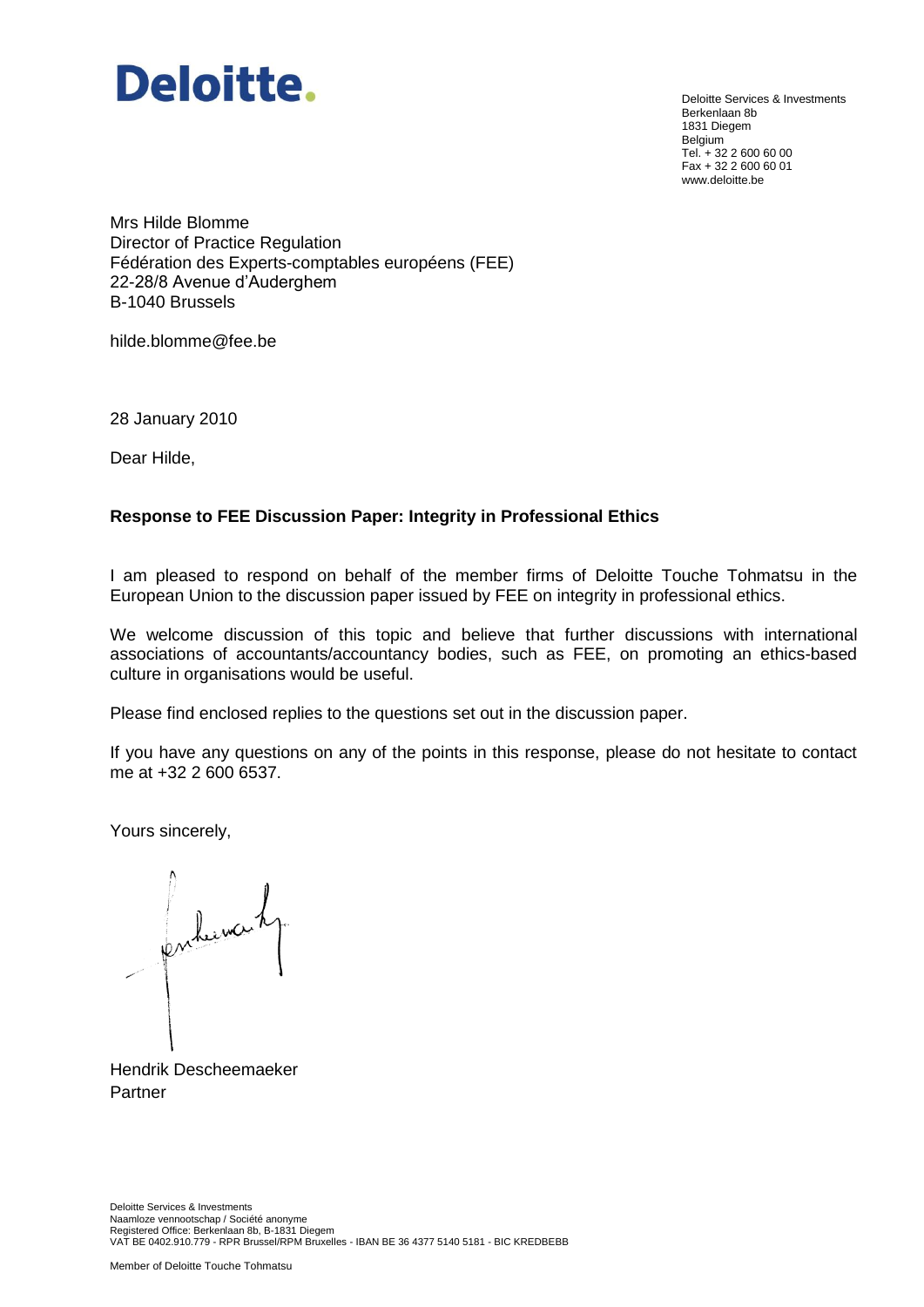Deloitte.

Deloitte Services & Investments
Berkenlaan 8b
1831 Diegem
Belgium
Tel. + 32 2 600 60 00
Fax + 32 2 600 60 01
www.deloitte.be

Mrs Hilde Blomme
Director of Practice Regulation
Fédération des Experts-comptables européens (FEE)
22-28/8 Avenue d'Auderghem
B-1040 Brussels

hilde.blomme@fee.be

28 January 2010

Dear Hilde,

**Response to FEE Discussion Paper: Integrity in Professional Ethics**

I am pleased to respond on behalf of the member firms of Deloitte Touche Tohmatsu in the European Union to the discussion paper issued by FEE on integrity in professional ethics.

We welcome discussion of this topic and believe that further discussions with international associations of accountants/accountancy bodies, such as FEE, on promoting an ethics-based culture in organisations would be useful.

Please find enclosed replies to the questions set out in the discussion paper.

If you have any questions on any of the points in this response, please do not hesitate to contact me at +32 2 600 6537.

Yours sincerely,

Hendrik Descheemaeker
Partner

Deloitte Services & Investments
Naamloze vennootschap / Société anonyme
Registered Office: Berkenlaan 8b, B-1831 Diegem
VAT BE 0402.910.779 - RPR Brussel/RPM Bruxelles - IBAN BE 36 4377 5140 5181 - BIC KREDBEBB

Member of Deloitte Touche Tohmatsu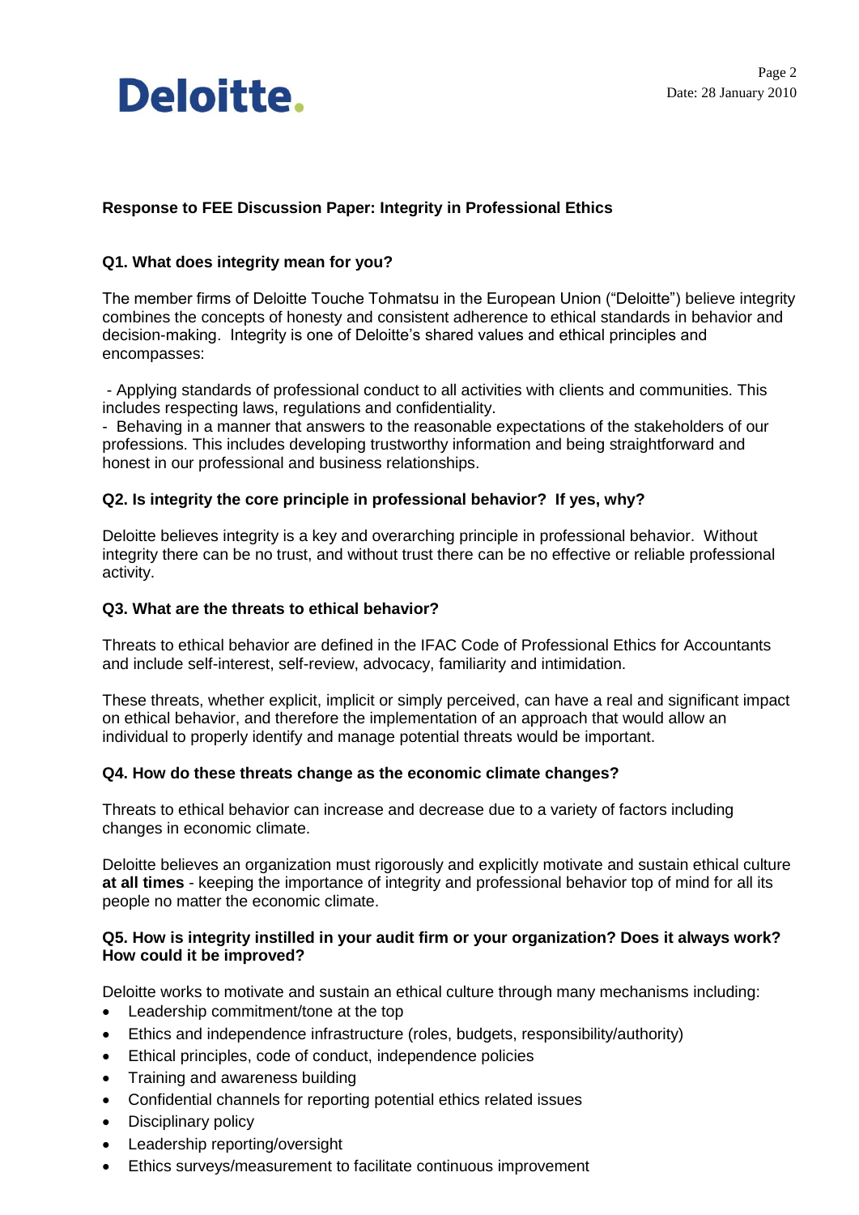**Response to FEE Discussion Paper: Integrity in Professional Ethics**

**Q1. What does integrity mean for you?**

The member firms of Deloitte Touche Tohmatsu in the European Union ("Deloitte") believe integrity combines the concepts of honesty and consistent adherence to ethical standards in behavior and decision-making. Integrity is one of Deloitte's shared values and ethical principles and encompasses:

- Applying standards of professional conduct to all activities with clients and communities. This includes respecting laws, regulations and confidentiality.
- Behaving in a manner that answers to the reasonable expectations of the stakeholders of our professions. This includes developing trustworthy information and being straightforward and honest in our professional and business relationships.

**Q2. Is integrity the core principle in professional behavior? If yes, why?**

Deloitte believes integrity is a key and overarching principle in professional behavior. Without integrity there can be no trust, and without trust there can be no effective or reliable professional activity.

**Q3. What are the threats to ethical behavior?**

Threats to ethical behavior are defined in the IFAC Code of Professional Ethics for Accountants and include self-interest, self-review, advocacy, familiarity and intimidation.

These threats, whether explicit, implicit or simply perceived, can have a real and significant impact on ethical behavior, and therefore the implementation of an approach that would allow an individual to properly identify and manage potential threats would be important.

**Q4. How do these threats change as the economic climate changes?**

Threats to ethical behavior can increase and decrease due to a variety of factors including changes in economic climate.

Deloitte believes an organization must rigorously and explicitly motivate and sustain ethical culture **at all times** - keeping the importance of integrity and professional behavior top of mind for all its people no matter the economic climate.

**Q5. How is integrity instilled in your audit firm or your organization? Does it always work? How could it be improved?**

Deloitte works to motivate and sustain an ethical culture through many mechanisms including:

- Leadership commitment/tone at the top
- Ethics and independence infrastructure (roles, budgets, responsibility/authority)
- Ethical principles, code of conduct, independence policies
- Training and awareness building
- Confidential channels for reporting potential ethics related issues
- Disciplinary policy
- Leadership reporting/oversight
- Ethics surveys/measurement to facilitate continuous improvement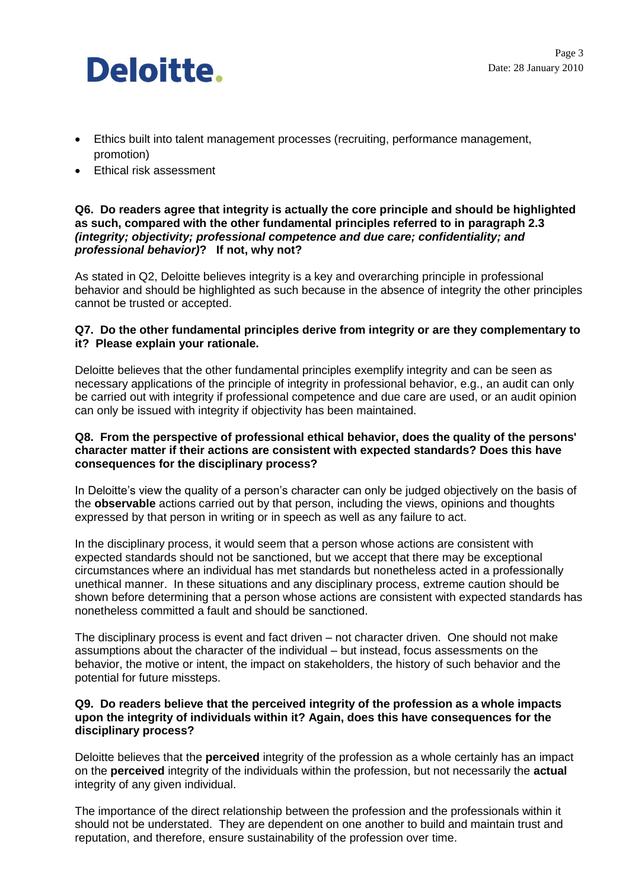- Ethics built into talent management processes (recruiting, performance management, promotion)
- Ethical risk assessment

**Q6. Do readers agree that integrity is actually the core principle and should be highlighted as such, compared with the other fundamental principles referred to in paragraph 2.3 *(integrity; objectivity; professional competence and due care; confidentiality; and professional behavior)*? If not, why not?**

As stated in Q2, Deloitte believes integrity is a key and overarching principle in professional behavior and should be highlighted as such because in the absence of integrity the other principles cannot be trusted or accepted.

**Q7. Do the other fundamental principles derive from integrity or are they complementary to it? Please explain your rationale.**

Deloitte believes that the other fundamental principles exemplify integrity and can be seen as necessary applications of the principle of integrity in professional behavior, e.g., an audit can only be carried out with integrity if professional competence and due care are used, or an audit opinion can only be issued with integrity if objectivity has been maintained.

**Q8. From the perspective of professional ethical behavior, does the quality of the persons' character matter if their actions are consistent with expected standards? Does this have consequences for the disciplinary process?**

In Deloitte's view the quality of a person's character can only be judged objectively on the basis of the **observable** actions carried out by that person, including the views, opinions and thoughts expressed by that person in writing or in speech as well as any failure to act.

In the disciplinary process, it would seem that a person whose actions are consistent with expected standards should not be sanctioned, but we accept that there may be exceptional circumstances where an individual has met standards but nonetheless acted in a professionally unethical manner. In these situations and any disciplinary process, extreme caution should be shown before determining that a person whose actions are consistent with expected standards has nonetheless committed a fault and should be sanctioned.

The disciplinary process is event and fact driven – not character driven. One should not make assumptions about the character of the individual – but instead, focus assessments on the behavior, the motive or intent, the impact on stakeholders, the history of such behavior and the potential for future missteps.

**Q9. Do readers believe that the perceived integrity of the profession as a whole impacts upon the integrity of individuals within it? Again, does this have consequences for the disciplinary process?**

Deloitte believes that the **perceived** integrity of the profession as a whole certainly has an impact on the **perceived** integrity of the individuals within the profession, but not necessarily the **actual** integrity of any given individual.

The importance of the direct relationship between the profession and the professionals within it should not be understated. They are dependent on one another to build and maintain trust and reputation, and therefore, ensure sustainability of the profession over time.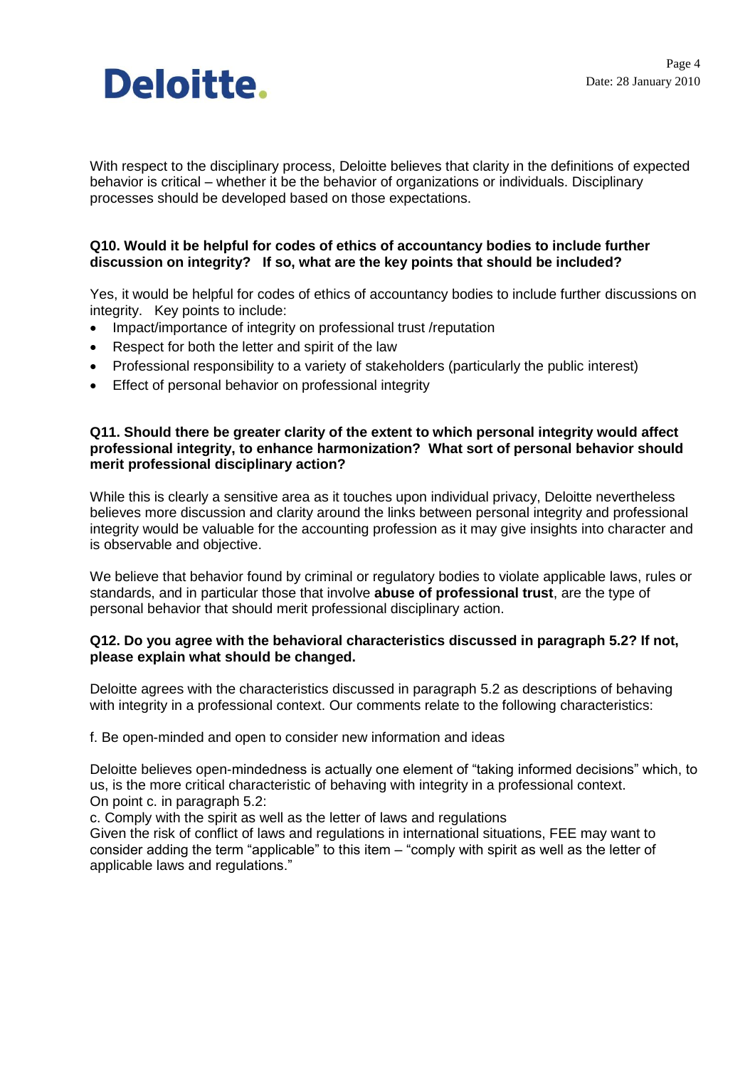With respect to the disciplinary process, Deloitte believes that clarity in the definitions of expected behavior is critical – whether it be the behavior of organizations or individuals. Disciplinary processes should be developed based on those expectations.

**Q10. Would it be helpful for codes of ethics of accountancy bodies to include further discussion on integrity? If so, what are the key points that should be included?**

Yes, it would be helpful for codes of ethics of accountancy bodies to include further discussions on integrity. Key points to include:

- Impact/importance of integrity on professional trust /reputation
- Respect for both the letter and spirit of the law
- Professional responsibility to a variety of stakeholders (particularly the public interest)
- Effect of personal behavior on professional integrity

**Q11. Should there be greater clarity of the extent to which personal integrity would affect professional integrity, to enhance harmonization? What sort of personal behavior should merit professional disciplinary action?**

While this is clearly a sensitive area as it touches upon individual privacy, Deloitte nevertheless believes more discussion and clarity around the links between personal integrity and professional integrity would be valuable for the accounting profession as it may give insights into character and is observable and objective.

We believe that behavior found by criminal or regulatory bodies to violate applicable laws, rules or standards, and in particular those that involve **abuse of professional trust**, are the type of personal behavior that should merit professional disciplinary action.

**Q12. Do you agree with the behavioral characteristics discussed in paragraph 5.2? If not, please explain what should be changed.**

Deloitte agrees with the characteristics discussed in paragraph 5.2 as descriptions of behaving with integrity in a professional context. Our comments relate to the following characteristics:

f. Be open-minded and open to consider new information and ideas

Deloitte believes open-mindedness is actually one element of "taking informed decisions" which, to us, is the more critical characteristic of behaving with integrity in a professional context.
On point c. in paragraph 5.2:
c. Comply with the spirit as well as the letter of laws and regulations
Given the risk of conflict of laws and regulations in international situations, FEE may want to consider adding the term "applicable" to this item – "comply with spirit as well as the letter of applicable laws and regulations."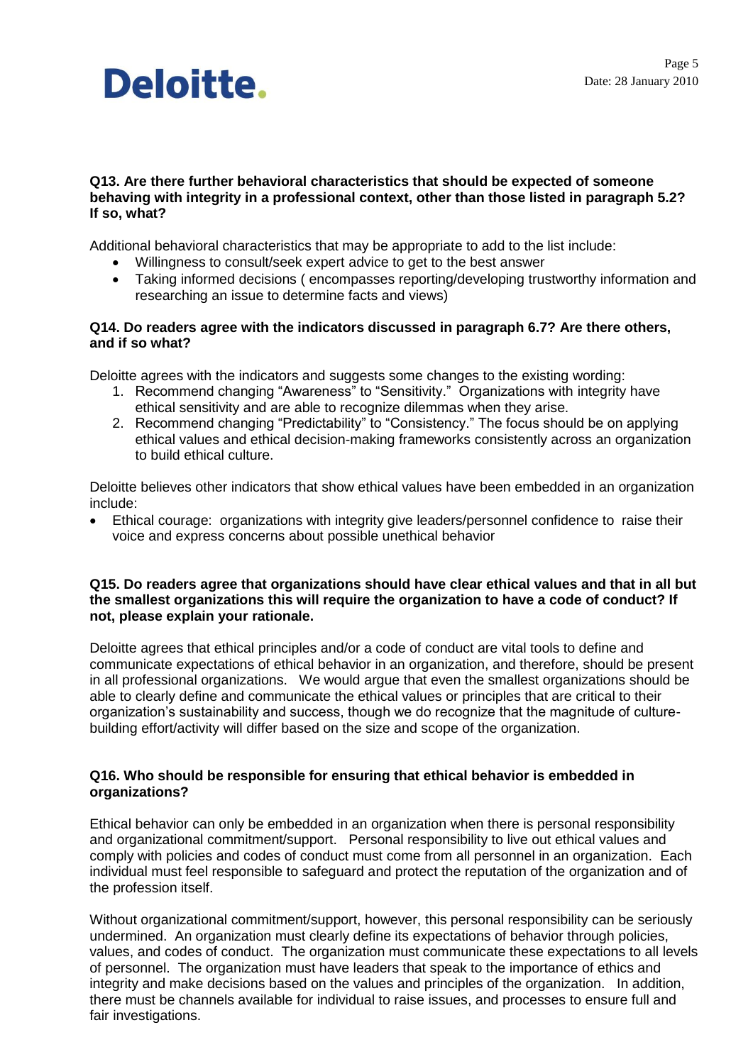**Q13. Are there further behavioral characteristics that should be expected of someone behaving with integrity in a professional context, other than those listed in paragraph 5.2? If so, what?**

Additional behavioral characteristics that may be appropriate to add to the list include:

- Willingness to consult/seek expert advice to get to the best answer
- Taking informed decisions ( encompasses reporting/developing trustworthy information and researching an issue to determine facts and views)

**Q14. Do readers agree with the indicators discussed in paragraph 6.7? Are there others, and if so what?**

Deloitte agrees with the indicators and suggests some changes to the existing wording:

1. Recommend changing “Awareness” to “Sensitivity.” Organizations with integrity have ethical sensitivity and are able to recognize dilemmas when they arise.
2. Recommend changing “Predictability” to “Consistency.” The focus should be on applying ethical values and ethical decision-making frameworks consistently across an organization to build ethical culture.

Deloitte believes other indicators that show ethical values have been embedded in an organization include:

- Ethical courage: organizations with integrity give leaders/personnel confidence to raise their voice and express concerns about possible unethical behavior

**Q15. Do readers agree that organizations should have clear ethical values and that in all but the smallest organizations this will require the organization to have a code of conduct? If not, please explain your rationale.**

Deloitte agrees that ethical principles and/or a code of conduct are vital tools to define and communicate expectations of ethical behavior in an organization, and therefore, should be present in all professional organizations. We would argue that even the smallest organizations should be able to clearly define and communicate the ethical values or principles that are critical to their organization’s sustainability and success, though we do recognize that the magnitude of culture-building effort/activity will differ based on the size and scope of the organization.

**Q16. Who should be responsible for ensuring that ethical behavior is embedded in organizations?**

Ethical behavior can only be embedded in an organization when there is personal responsibility and organizational commitment/support. Personal responsibility to live out ethical values and comply with policies and codes of conduct must come from all personnel in an organization. Each individual must feel responsible to safeguard and protect the reputation of the organization and of the profession itself.

Without organizational commitment/support, however, this personal responsibility can be seriously undermined. An organization must clearly define its expectations of behavior through policies, values, and codes of conduct. The organization must communicate these expectations to all levels of personnel. The organization must have leaders that speak to the importance of ethics and integrity and make decisions based on the values and principles of the organization. In addition, there must be channels available for individual to raise issues, and processes to ensure full and fair investigations.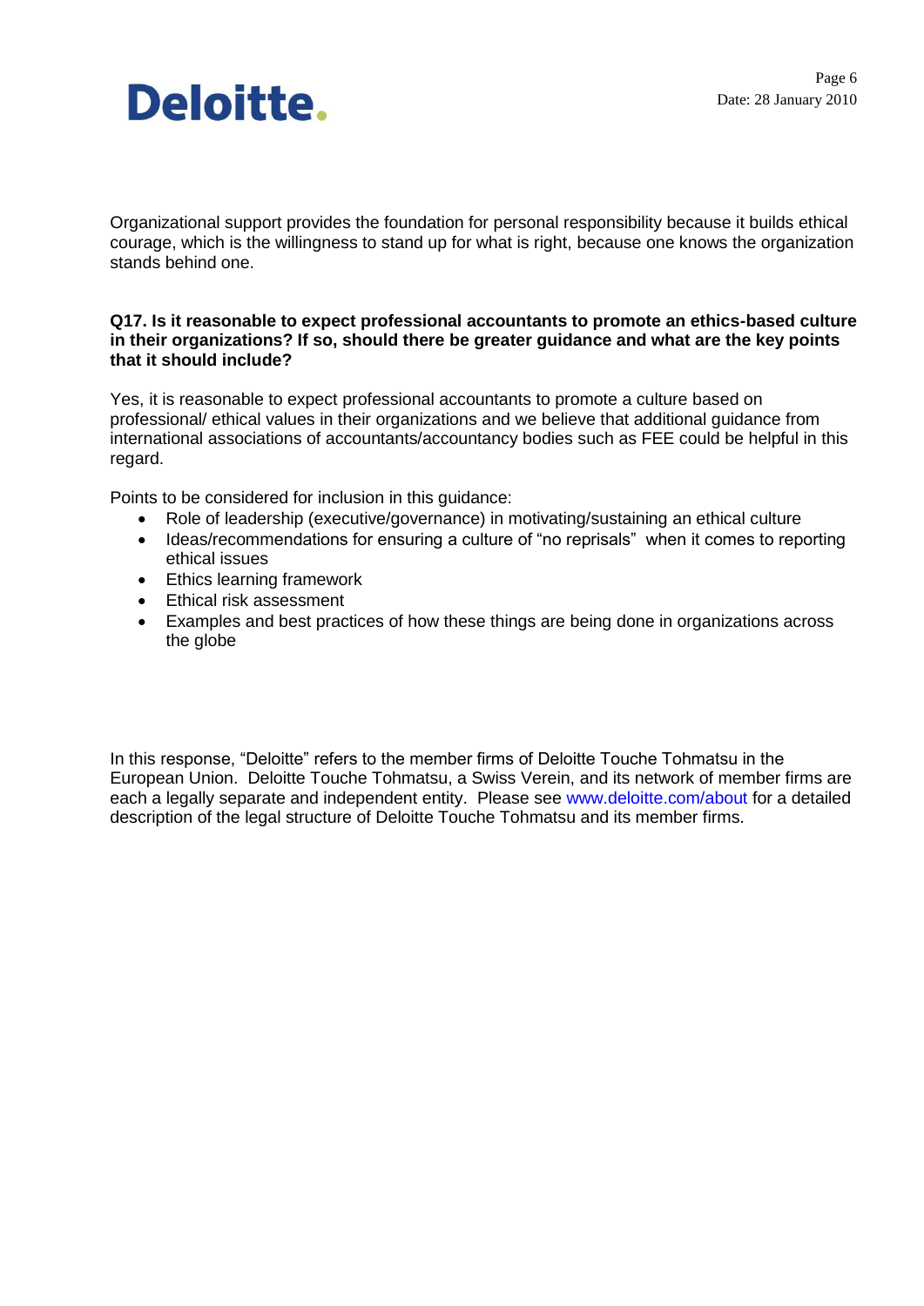Organizational support provides the foundation for personal responsibility because it builds ethical courage, which is the willingness to stand up for what is right, because one knows the organization stands behind one.

**Q17. Is it reasonable to expect professional accountants to promote an ethics-based culture in their organizations? If so, should there be greater guidance and what are the key points that it should include?**

Yes, it is reasonable to expect professional accountants to promote a culture based on professional/ ethical values in their organizations and we believe that additional guidance from international associations of accountants/accountancy bodies such as FEE could be helpful in this regard.

Points to be considered for inclusion in this guidance:

- Role of leadership (executive/governance) in motivating/sustaining an ethical culture
- Ideas/recommendations for ensuring a culture of "no reprisals" when it comes to reporting ethical issues
- Ethics learning framework
- Ethical risk assessment
- Examples and best practices of how these things are being done in organizations across the globe

In this response, "Deloitte" refers to the member firms of Deloitte Touche Tohmatsu in the European Union. Deloitte Touche Tohmatsu, a Swiss Verein, and its network of member firms are each a legally separate and independent entity. Please see www.deloitte.com/about for a detailed description of the legal structure of Deloitte Touche Tohmatsu and its member firms.